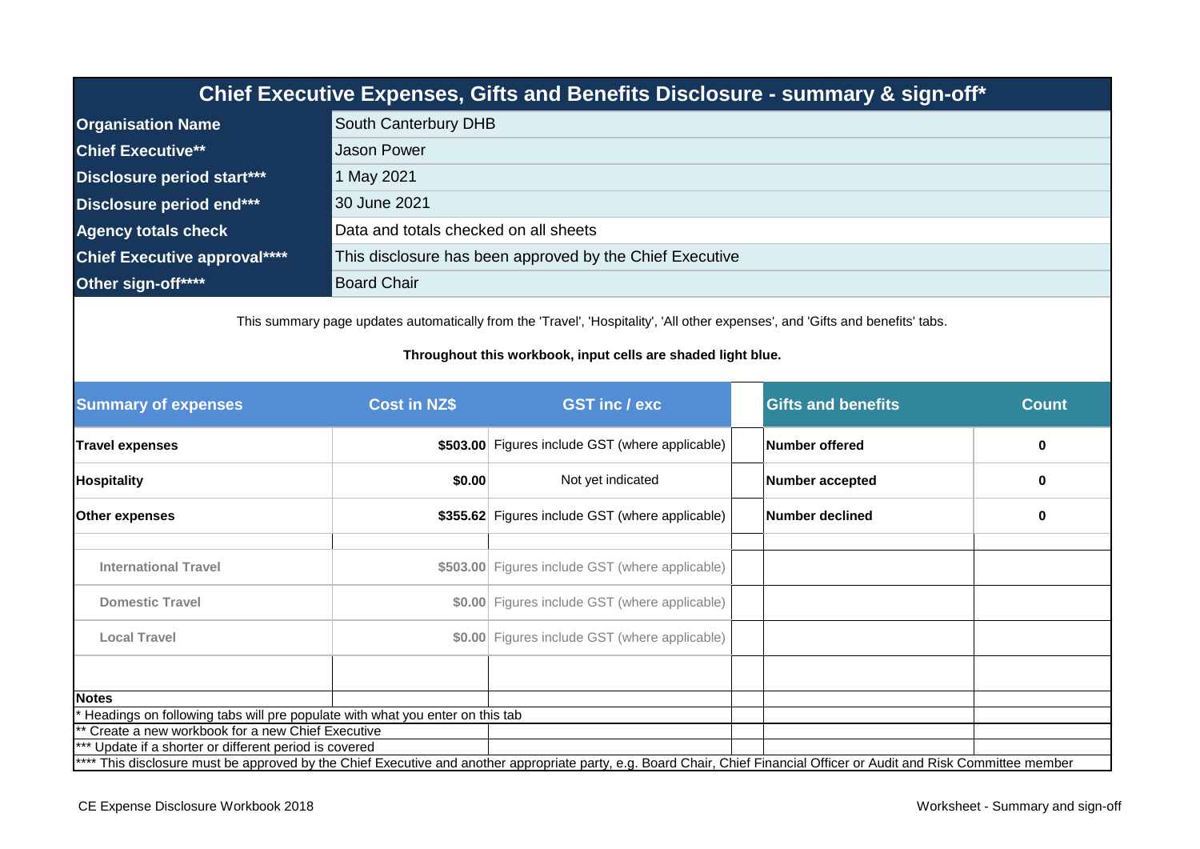# Chief Executive Expenses, Gifts and Benefits Disclosure - summary & sign-off*

| | |
|---|---|
| **Organisation Name** | South Canterbury DHB |
| **Chief Executive**** | Jason Power |
| **Disclosure period start***** | 1 May 2021 |
| **Disclosure period end***** | 30 June 2021 |
| **Agency totals check** | Data and totals checked on all sheets |
| **Chief Executive approval****** | This disclosure has been approved by the Chief Executive |
| **Other sign-off****** | Board Chair |

This summary page updates automatically from the 'Travel', 'Hospitality', 'All other expenses', and 'Gifts and benefits' tabs.

**Throughout this workbook, input cells are shaded light blue.**

| Summary of expenses | Cost in NZ$ | GST inc / exc | | Gifts and benefits | Count |
|---|---|---|---|---|---|
| **Travel expenses** | **$503.00** | Figures include GST (where applicable) | | **Number offered** | **0** |
| **Hospitality** | **$0.00** | Not yet indicated | | **Number accepted** | **0** |
| **Other expenses** | **$355.62** | Figures include GST (where applicable) | | **Number declined** | **0** |
| International Travel | $503.00 | Figures include GST (where applicable) | | | |
| Domestic Travel | $0.00 | Figures include GST (where applicable) | | | |
| Local Travel | $0.00 | Figures include GST (where applicable) | | | |

**Notes**

* Headings on following tabs will pre populate with what you enter on this tab

** Create a new workbook for a new Chief Executive

*** Update if a shorter or different period is covered

**** This disclosure must be approved by the Chief Executive and another appropriate party, e.g. Board Chair, Chief Financial Officer or Audit and Risk Committee member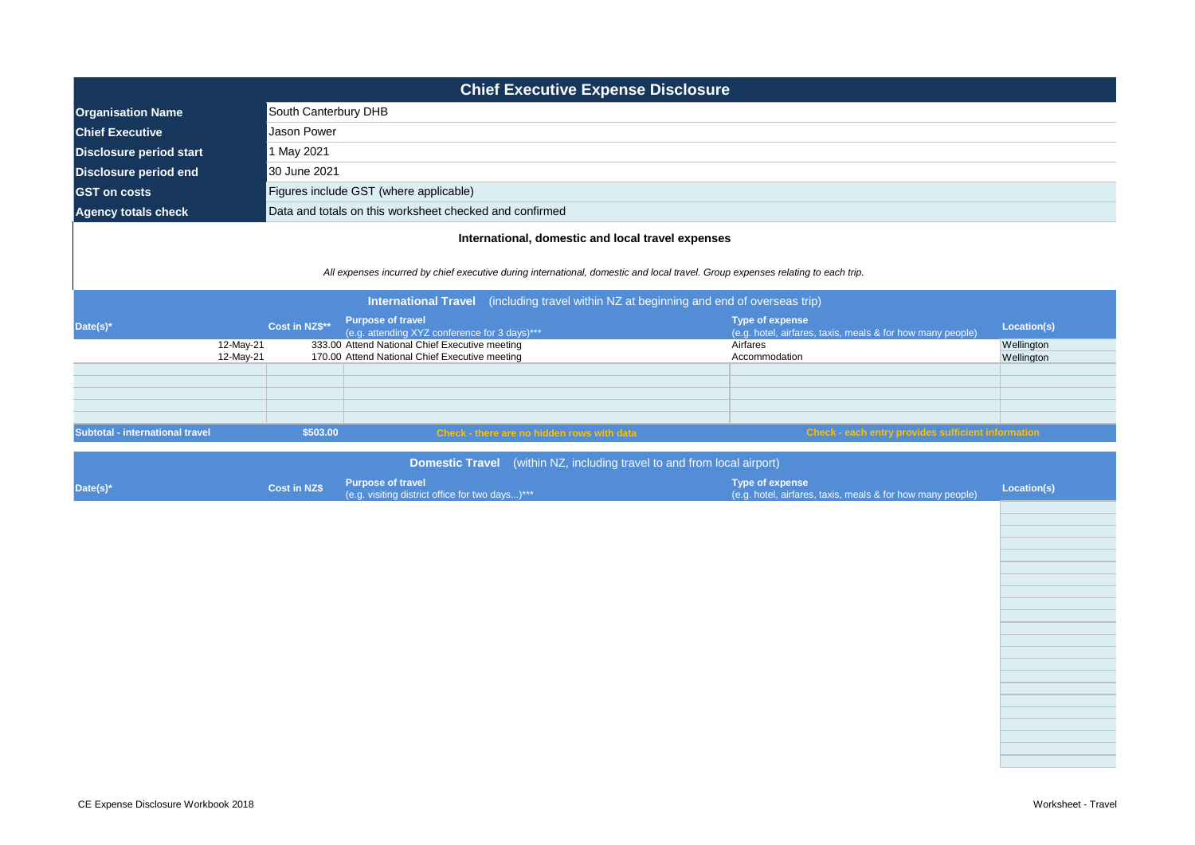# Chief Executive Expense Disclosure

| | |
|---|---|
| **Organisation Name** | South Canterbury DHB |
| **Chief Executive** | Jason Power |
| **Disclosure period start** | 1 May 2021 |
| **Disclosure period end** | 30 June 2021 |
| **GST on costs** | Figures include GST (where applicable) |
| **Agency totals check** | Data and totals on this worksheet checked and confirmed |

## International, domestic and local travel expenses

*All expenses incurred by chief executive during international, domestic and local travel. Group expenses relating to each trip.*

### International Travel (including travel within NZ at beginning and end of overseas trip)

| Date(s)* | Cost in NZ$** | Purpose of travel (e.g. attending XYZ conference for 3 days)*** | Type of expense (e.g. hotel, airfares, taxis, meals & for how many people) | Location(s) |
|---|---|---|---|---|
| 12-May-21 | 333.00 | Attend National Chief Executive meeting | Airfares | Wellington |
| 12-May-21 | 170.00 | Attend National Chief Executive meeting | Accommodation | Wellington |
| | | | | |
| | | | | |
| | | | | |
| | | | | |
| | | | | |
| **Subtotal - international travel** | **$503.00** | Check - there are no hidden rows with data | Check - each entry provides sufficient information | |

### Domestic Travel (within NZ, including travel to and from local airport)

| Date(s)* | Cost in NZ$ | Purpose of travel (e.g. visiting district office for two days...)*** | Type of expense (e.g. hotel, airfares, taxis, meals & for how many people) | Location(s) |
|---|---|---|---|---|
| | | | | |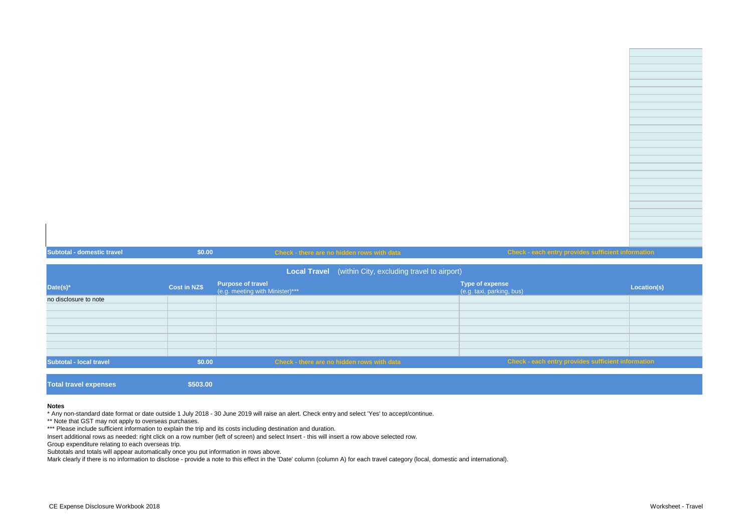| Subtotal - domestic travel | $0.00 | Check - there are no hidden rows with data | Check - each entry provides sufficient information | |
|---|---|---|---|---|

| **Local Travel** (within City, excluding travel to airport) | | | | |
|---|---|---|---|---|
| Date(s)* | Cost in NZ$ | Purpose of travel (e.g. meeting with Minister)*** | Type of expense (e.g. taxi, parking, bus) | Location(s) |
| no disclosure to note | | | | |
| | | | | |
| | | | | |
| | | | | |
| | | | | |
| | | | | |
| | | | | |
| | | | | |
| Subtotal - local travel | $0.00 | Check - there are no hidden rows with data | Check - each entry provides sufficient information | |

| Total travel expenses | $503.00 |
|---|---|

**Notes**

\* Any non-standard date format or date outside 1 July 2018 - 30 June 2019 will raise an alert. Check entry and select 'Yes' to accept/continue.

** Note that GST may not apply to overseas purchases.

*** Please include sufficient information to explain the trip and its costs including destination and duration.

Insert additional rows as needed: right click on a row number (left of screen) and select Insert - this will insert a row above selected row.

Group expenditure relating to each overseas trip.

Subtotals and totals will appear automatically once you put information in rows above.

Mark clearly if there is no information to disclose - provide a note to this effect in the 'Date' column (column A) for each travel category (local, domestic and international).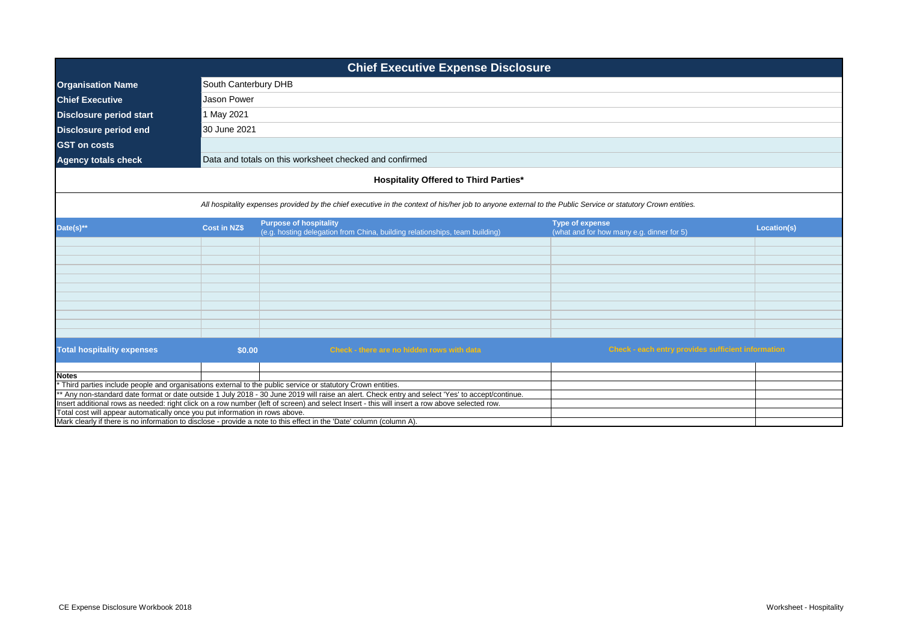# Chief Executive Expense Disclosure

| | |
|---|---|
| **Organisation Name** | South Canterbury DHB |
| **Chief Executive** | Jason Power |
| **Disclosure period start** | 1 May 2021 |
| **Disclosure period end** | 30 June 2021 |
| **GST on costs** | |
| **Agency totals check** | Data and totals on this worksheet checked and confirmed |

## Hospitality Offered to Third Parties*

*All hospitality expenses provided by the chief executive in the context of his/her job to anyone external to the Public Service or statutory Crown entities.*

| Date(s)** | Cost in NZ$ | Purpose of hospitality (e.g. hosting delegation from China, building relationships, team building) | Type of expense (what and for how many e.g. dinner for 5) | Location(s) |
|---|---|---|---|---|
| | | | | |
| | | | | |
| | | | | |
| | | | | |
| | | | | |
| | | | | |
| | | | | |
| | | | | |
| | | | | |
| | | | | |
| | | | | |
| **Total hospitality expenses** | **$0.00** | **Check - there are no hidden rows with data** | **Check - each entry provides sufficient information** | |

**Notes**

* Third parties include people and organisations external to the public service or statutory Crown entities.

** Any non-standard date format or date outside 1 July 2018 - 30 June 2019 will raise an alert. Check entry and select 'Yes' to accept/continue.

Insert additional rows as needed: right click on a row number (left of screen) and select Insert - this will insert a row above selected row.

Total cost will appear automatically once you put information in rows above.

Mark clearly if there is no information to disclose - provide a note to this effect in the 'Date' column (column A).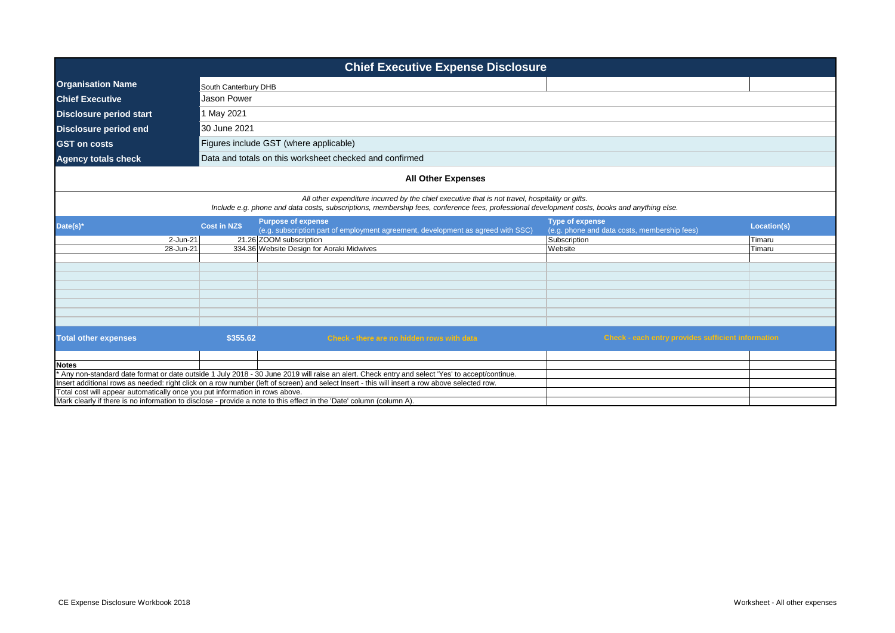# Chief Executive Expense Disclosure

| | |
|---|---|
| **Organisation Name** | South Canterbury DHB |
| **Chief Executive** | Jason Power |
| **Disclosure period start** | 1 May 2021 |
| **Disclosure period end** | 30 June 2021 |
| **GST on costs** | Figures include GST (where applicable) |
| **Agency totals check** | Data and totals on this worksheet checked and confirmed |

## All Other Expenses

*All other expenditure incurred by the chief executive that is not travel, hospitality or gifts.*
*Include e.g. phone and data costs, subscriptions, membership fees, conference fees, professional development costs, books and anything else.*

| Date(s)* | Cost in NZ$ | Purpose of expense (e.g. subscription part of employment agreement, development as agreed with SSC) | Type of expense (e.g. phone and data costs, membership fees) | Location(s) |
|---|---|---|---|---|
| 2-Jun-21 | 21.26 | ZOOM subscription | Subscription | Timaru |
| 28-Jun-21 | 334.36 | Website Design for Aoraki Midwives | Website | Timaru |
| **Total other expenses** | **$355.62** | Check - there are no hidden rows with data | Check - each entry provides sufficient information | |

**Notes**

* Any non-standard date format or date outside 1 July 2018 - 30 June 2019 will raise an alert. Check entry and select 'Yes' to accept/continue.

Insert additional rows as needed: right click on a row number (left of screen) and select Insert - this will insert a row above selected row.

Total cost will appear automatically once you put information in rows above.

Mark clearly if there is no information to disclose - provide a note to this effect in the 'Date' column (column A).

CE Expense Disclosure Workbook 2018

Worksheet - All other expenses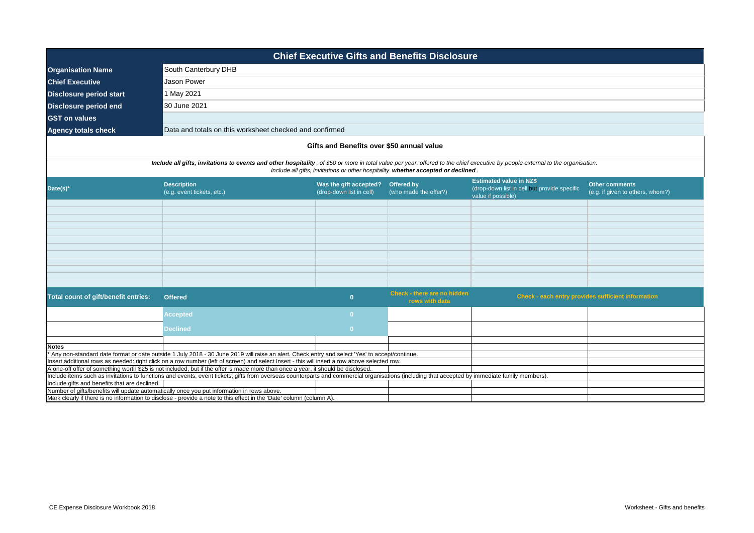# Chief Executive Gifts and Benefits Disclosure

| | |
|---|---|
| **Organisation Name** | South Canterbury DHB |
| **Chief Executive** | Jason Power |
| **Disclosure period start** | 1 May 2021 |
| **Disclosure period end** | 30 June 2021 |
| **GST on values** | |
| **Agency totals check** | Data and totals on this worksheet checked and confirmed |

## Gifts and Benefits over $50 annual value

***Include all gifts, invitations to events and other hospitality**, of $50 or more in total value per year, offered to the chief executive by people external to the organisation.*
*Include all gifts, invitations or other hospitality **whether accepted or declined**.*

| Date(s)* | Description (e.g. event tickets, etc.) | Was the gift accepted? (drop-down list in cell) | Offered by (who made the offer?) | Estimated value in NZ$ (drop-down list in cell but provide specific value if possible) | Other comments (e.g. if given to others, whom?) |
|---|---|---|---|---|---|
| | | | | | |
| | | | | | |
| | | | | | |
| | | | | | |
| | | | | | |
| | | | | | |
| | | | | | |
| | | | | | |
| | | | | | |
| | | | | | |
| | | | | | |
| | | | | | |
| **Total count of gift/benefit entries:** | **Offered** | 0 | Check - there are no hidden rows with data | Check - each entry provides sufficient information | |
| | **Accepted** | 0 | | | |
| | **Declined** | 0 | | | |

**Notes**

* Any non-standard date format or date outside 1 July 2018 - 30 June 2019 will raise an alert. Check entry and select 'Yes' to accept/continue.
Insert additional rows as needed: right click on a row number (left of screen) and select Insert - this will insert a row above selected row.
A one-off offer of something worth $25 is not included, but if the offer is made more than once a year, it should be disclosed.
Include items such as invitations to functions and events, event tickets, gifts from overseas counterparts and commercial organisations (including that accepted by immediate family members).
Include gifts and benefits that are declined.
Number of gifts/benefits will update automatically once you put information in rows above.
Mark clearly if there is no information to disclose - provide a note to this effect in the 'Date' column (column A).